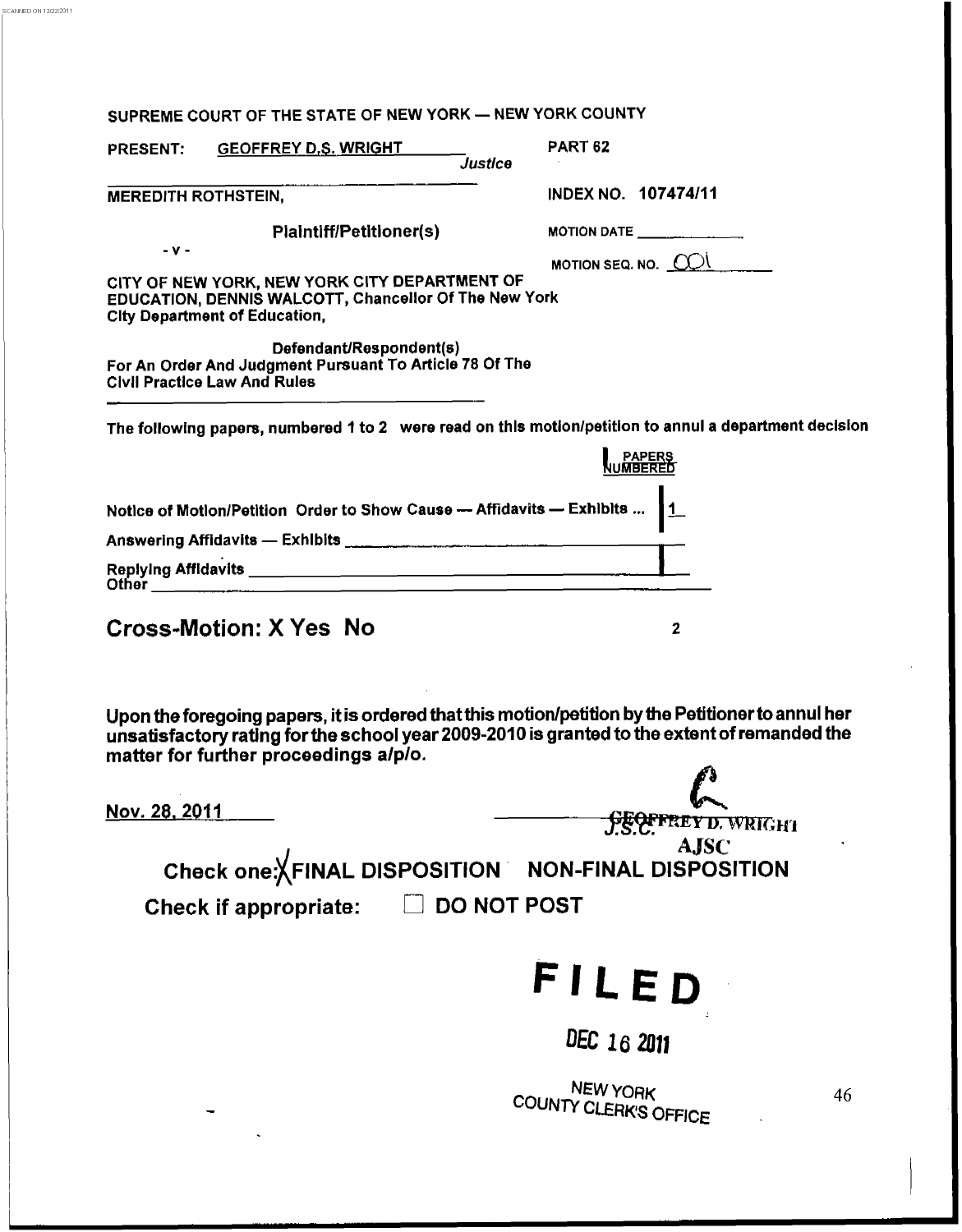SUPREME COURT OF THE STATE OF NEW YORK — NEW YORK COUNTY

PRESENT: GEOFFREY D.S. WRIGHT *Justice*

PART 62

MEREDITH ROTHSTEIN,

Plaintiff/Petitioner(s)

- v -

CITY OF NEW YORK, NEW YORK CITY DEPARTMENT OF EDUCATION, DENNIS WALCOTT, Chancellor Of The New York City Department of Education,

Defendant/Respondent(s)

For An Order And Judgment Pursuant To Article 78 Of The Civil Practice Law And Rules

INDEX NO. 107474/11

MOTION DATE ____________

MOTION SEQ. NO. 001

The following papers, numbered 1 to 2 were read on this motion/petition to annul a department decision

| | PAPERS NUMBERED |
|---|---|
| Notice of Motion/Petition Order to Show Cause — Affidavits — Exhibits ... | 1 |
| Answering Affidavits — Exhibits | |
| Replying Affidavits | |
| Other | |

**Cross-Motion: X Yes No** 2

**Upon the foregoing papers, it is ordered that this motion/petition by the Petitioner to annul her unsatisfactory rating for the school year 2009-2010 is granted to the extent of remanded the matter for further proceedings a/p/o.**

Nov. 28, 2011

GEOFFREY D. WRIGHT
J.S.C.
AJSC

Check one: X FINAL DISPOSITION NON-FINAL DISPOSITION

Check if appropriate: ☐ DO NOT POST

FILED

DEC 16 2011

NEW YORK COUNTY CLERK'S OFFICE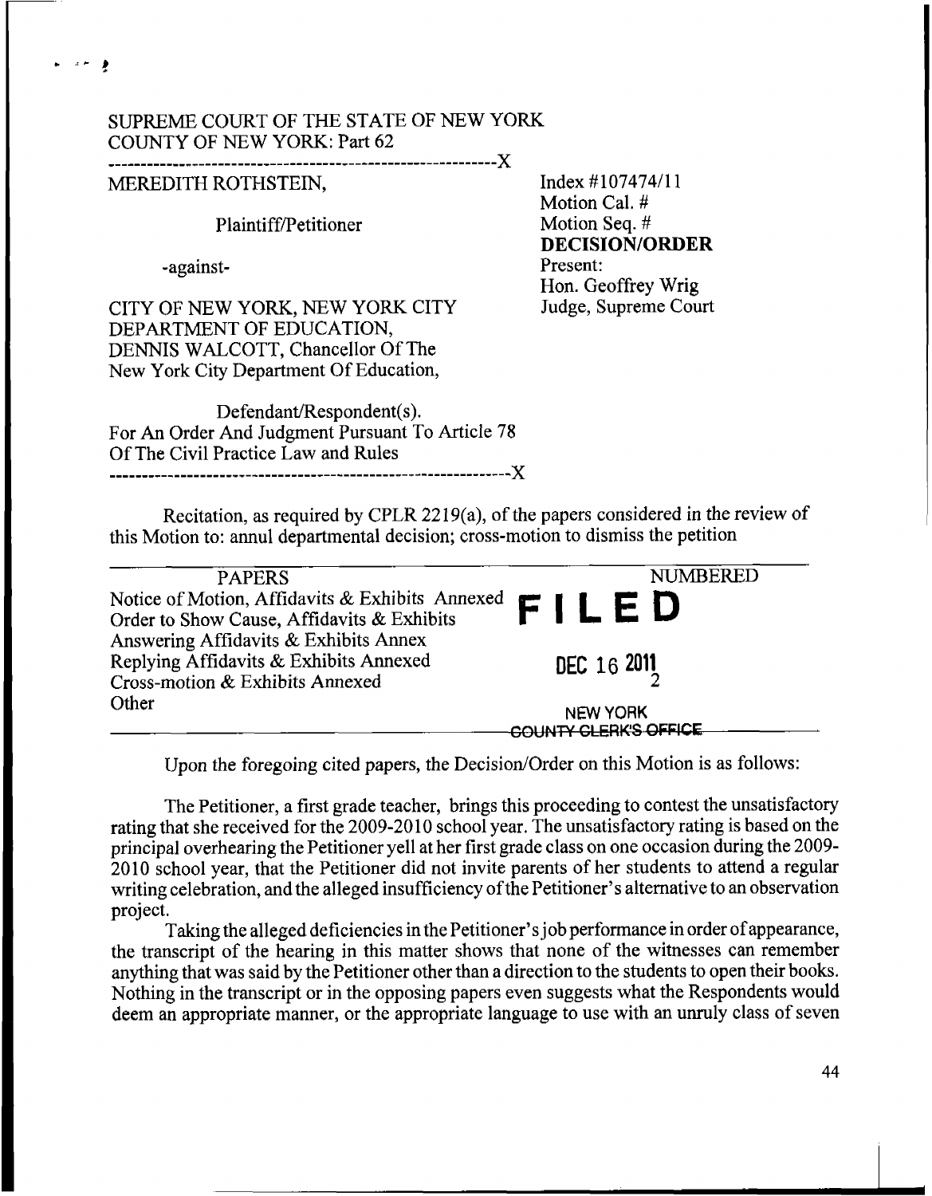SUPREME COURT OF THE STATE OF NEW YORK
COUNTY OF NEW YORK: Part 62

---

MEREDITH ROTHSTEIN,

Plaintiff/Petitioner

-against-

CITY OF NEW YORK, NEW YORK CITY DEPARTMENT OF EDUCATION, DENNIS WALCOTT, Chancellor Of The New York City Department Of Education,

Defendant/Respondent(s).
For An Order And Judgment Pursuant To Article 78 Of The Civil Practice Law and Rules

---

Index #107474/11
Motion Cal. #
Motion Seq. #
**DECISION/ORDER**
Present:
Hon. Geoffrey Wrig
Judge, Supreme Court

Recitation, as required by CPLR 2219(a), of the papers considered in the review of this Motion to: annul departmental decision; cross-motion to dismiss the petition

| PAPERS | NUMBERED |
|---|---|
| Notice of Motion, Affidavits & Exhibits Annexed | |
| Order to Show Cause, Affidavits & Exhibits | |
| Answering Affidavits & Exhibits Annex | |
| Replying Affidavits & Exhibits Annexed | |
| Cross-motion & Exhibits Annexed | 2 |
| Other | |

**FILED**
DEC 16 2011
NEW YORK
COUNTY CLERK'S OFFICE

Upon the foregoing cited papers, the Decision/Order on this Motion is as follows:

The Petitioner, a first grade teacher, brings this proceeding to contest the unsatisfactory rating that she received for the 2009-2010 school year. The unsatisfactory rating is based on the principal overhearing the Petitioner yell at her first grade class on one occasion during the 2009-2010 school year, that the Petitioner did not invite parents of her students to attend a regular writing celebration, and the alleged insufficiency of the Petitioner's alternative to an observation project.

Taking the alleged deficiencies in the Petitioner's job performance in order of appearance, the transcript of the hearing in this matter shows that none of the witnesses can remember anything that was said by the Petitioner other than a direction to the students to open their books. Nothing in the transcript or in the opposing papers even suggests what the Respondents would deem an appropriate manner, or the appropriate language to use with an unruly class of seven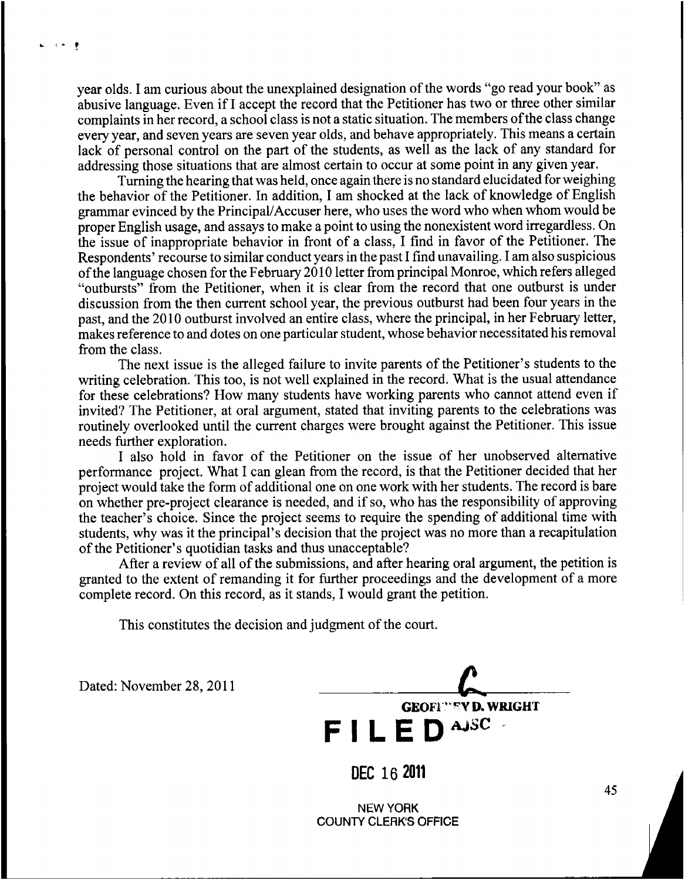year olds. I am curious about the unexplained designation of the words "go read your book" as abusive language. Even if I accept the record that the Petitioner has two or three other similar complaints in her record, a school class is not a static situation. The members of the class change every year, and seven years are seven year olds, and behave appropriately. This means a certain lack of personal control on the part of the students, as well as the lack of any standard for addressing those situations that are almost certain to occur at some point in any given year.

Turning the hearing that was held, once again there is no standard elucidated for weighing the behavior of the Petitioner. In addition, I am shocked at the lack of knowledge of English grammar evinced by the Principal/Accuser here, who uses the word who when whom would be proper English usage, and assays to make a point to using the nonexistent word irregardless. On the issue of inappropriate behavior in front of a class, I find in favor of the Petitioner. The Respondents' recourse to similar conduct years in the past I find unavailing. I am also suspicious of the language chosen for the February 2010 letter from principal Monroe, which refers alleged "outbursts" from the Petitioner, when it is clear from the record that one outburst is under discussion from the then current school year, the previous outburst had been four years in the past, and the 2010 outburst involved an entire class, where the principal, in her February letter, makes reference to and dotes on one particular student, whose behavior necessitated his removal from the class.

The next issue is the alleged failure to invite parents of the Petitioner's students to the writing celebration. This too, is not well explained in the record. What is the usual attendance for these celebrations? How many students have working parents who cannot attend even if invited? The Petitioner, at oral argument, stated that inviting parents to the celebrations was routinely overlooked until the current charges were brought against the Petitioner. This issue needs further exploration.

I also hold in favor of the Petitioner on the issue of her unobserved alternative performance project. What I can glean from the record, is that the Petitioner decided that her project would take the form of additional one on one work with her students. The record is bare on whether pre-project clearance is needed, and if so, who has the responsibility of approving the teacher's choice. Since the project seems to require the spending of additional time with students, why was it the principal's decision that the project was no more than a recapitulation of the Petitioner's quotidian tasks and thus unacceptable?

After a review of all of the submissions, and after hearing oral argument, the petition is granted to the extent of remanding it for further proceedings and the development of a more complete record. On this record, as it stands, I would grant the petition.

This constitutes the decision and judgment of the court.

Dated: November 28, 2011

GEOFFREY D. WRIGHT
AJSC

FILED

DEC 16 2011

NEW YORK
COUNTY CLERK'S OFFICE